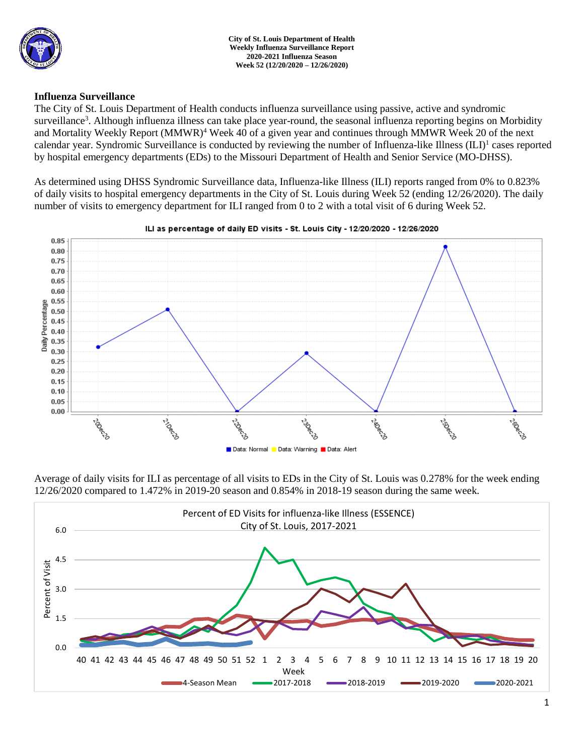**City of St. Louis Department of Health**
**Weekly Influenza Surveillance Report**
**2020-2021 Influenza Season**
**Week 52 (12/20/2020 – 12/26/2020)**

## Influenza Surveillance

The City of St. Louis Department of Health conducts influenza surveillance using passive, active and syndromic surveillance[3]. Although influenza illness can take place year-round, the seasonal influenza reporting begins on Morbidity and Mortality Weekly Report (MMWR)[4] Week 40 of a given year and continues through MMWR Week 20 of the next calendar year. Syndromic Surveillance is conducted by reviewing the number of Influenza-like Illness (ILI)[1] cases reported by hospital emergency departments (EDs) to the Missouri Department of Health and Senior Service (MO-DHSS).

As determined using DHSS Syndromic Surveillance data, Influenza-like Illness (ILI) reports ranged from 0% to 0.823% of daily visits to hospital emergency departments in the City of St. Louis during Week 52 (ending 12/26/2020). The daily number of visits to emergency department for ILI ranged from 0 to 2 with a total visit of 6 during Week 52.

ILI as percentage of daily ED visits - St. Louis City - 12/20/2020 - 12/26/2020

Average of daily visits for ILI as percentage of all visits to EDs in the City of St. Louis was 0.278% for the week ending 12/26/2020 compared to 1.472% in 2019-20 season and 0.854% in 2018-19 season during the same week.

Percent of ED Visits for influenza-like Illness (ESSENCE)
City of St. Louis, 2017-2021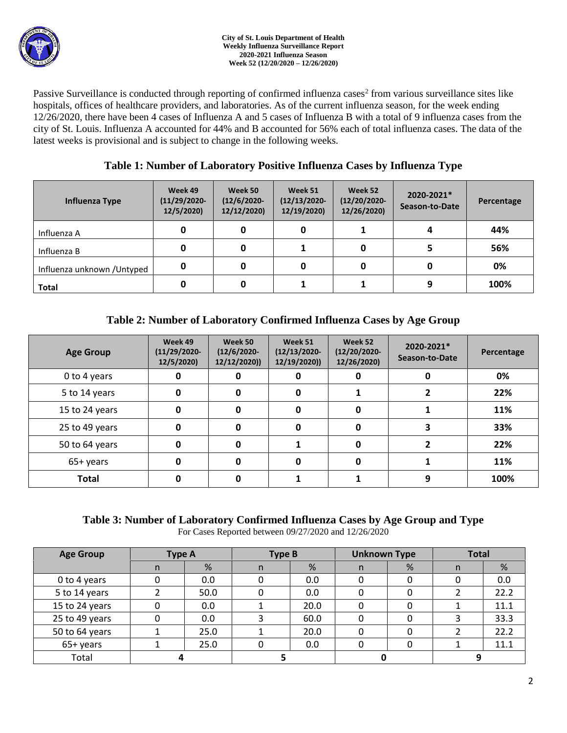Passive Surveillance is conducted through reporting of confirmed influenza cases[2] from various surveillance sites like hospitals, offices of healthcare providers, and laboratories. As of the current influenza season, for the week ending 12/26/2020, there have been 4 cases of Influenza A and 5 cases of Influenza B with a total of 9 influenza cases from the city of St. Louis. Influenza A accounted for 44% and B accounted for 56% each of total influenza cases. The data of the latest weeks is provisional and is subject to change in the following weeks.

## Table 1: Number of Laboratory Positive Influenza Cases by Influenza Type

| Influenza Type | Week 49 (11/29/2020-12/5/2020) | Week 50 (12/6/2020-12/12/2020) | Week 51 (12/13/2020-12/19/2020) | Week 52 (12/20/2020-12/26/2020) | 2020-2021* Season-to-Date | Percentage |
|---|---|---|---|---|---|---|
| Influenza A | 0 | 0 | 0 | 1 | 4 | 44% |
| Influenza B | 0 | 0 | 1 | 0 | 5 | 56% |
| Influenza unknown /Untyped | 0 | 0 | 0 | 0 | 0 | 0% |
| **Total** | 0 | 0 | 1 | 1 | 9 | 100% |

## Table 2: Number of Laboratory Confirmed Influenza Cases by Age Group

| Age Group | Week 49 (11/29/2020-12/5/2020) | Week 50 (12/6/2020-12/12/2020)) | Week 51 (12/13/2020-12/19/2020)) | Week 52 (12/20/2020-12/26/2020) | 2020-2021* Season-to-Date | Percentage |
|---|---|---|---|---|---|---|
| 0 to 4 years | 0 | 0 | 0 | 0 | 0 | 0% |
| 5 to 14 years | 0 | 0 | 0 | 1 | 2 | 22% |
| 15 to 24 years | 0 | 0 | 0 | 0 | 1 | 11% |
| 25 to 49 years | 0 | 0 | 0 | 0 | 3 | 33% |
| 50 to 64 years | 0 | 0 | 1 | 0 | 2 | 22% |
| 65+ years | 0 | 0 | 0 | 0 | 1 | 11% |
| **Total** | 0 | 0 | 1 | 1 | 9 | 100% |

## Table 3: Number of Laboratory Confirmed Influenza Cases by Age Group and Type

For Cases Reported between 09/27/2020 and 12/26/2020

| Age Group | Type A | | Type B | | Unknown Type | | Total | |
|---|---|---|---|---|---|---|---|---|
| | n | % | n | % | n | % | n | % |
| 0 to 4 years | 0 | 0.0 | 0 | 0.0 | 0 | 0 | 0 | 0.0 |
| 5 to 14 years | 2 | 50.0 | 0 | 0.0 | 0 | 0 | 2 | 22.2 |
| 15 to 24 years | 0 | 0.0 | 1 | 20.0 | 0 | 0 | 1 | 11.1 |
| 25 to 49 years | 0 | 0.0 | 3 | 60.0 | 0 | 0 | 3 | 33.3 |
| 50 to 64 years | 1 | 25.0 | 1 | 20.0 | 0 | 0 | 2 | 22.2 |
| 65+ years | 1 | 25.0 | 0 | 0.0 | 0 | 0 | 1 | 11.1 |
| Total | 4 | | 5 | | 0 | | 9 | |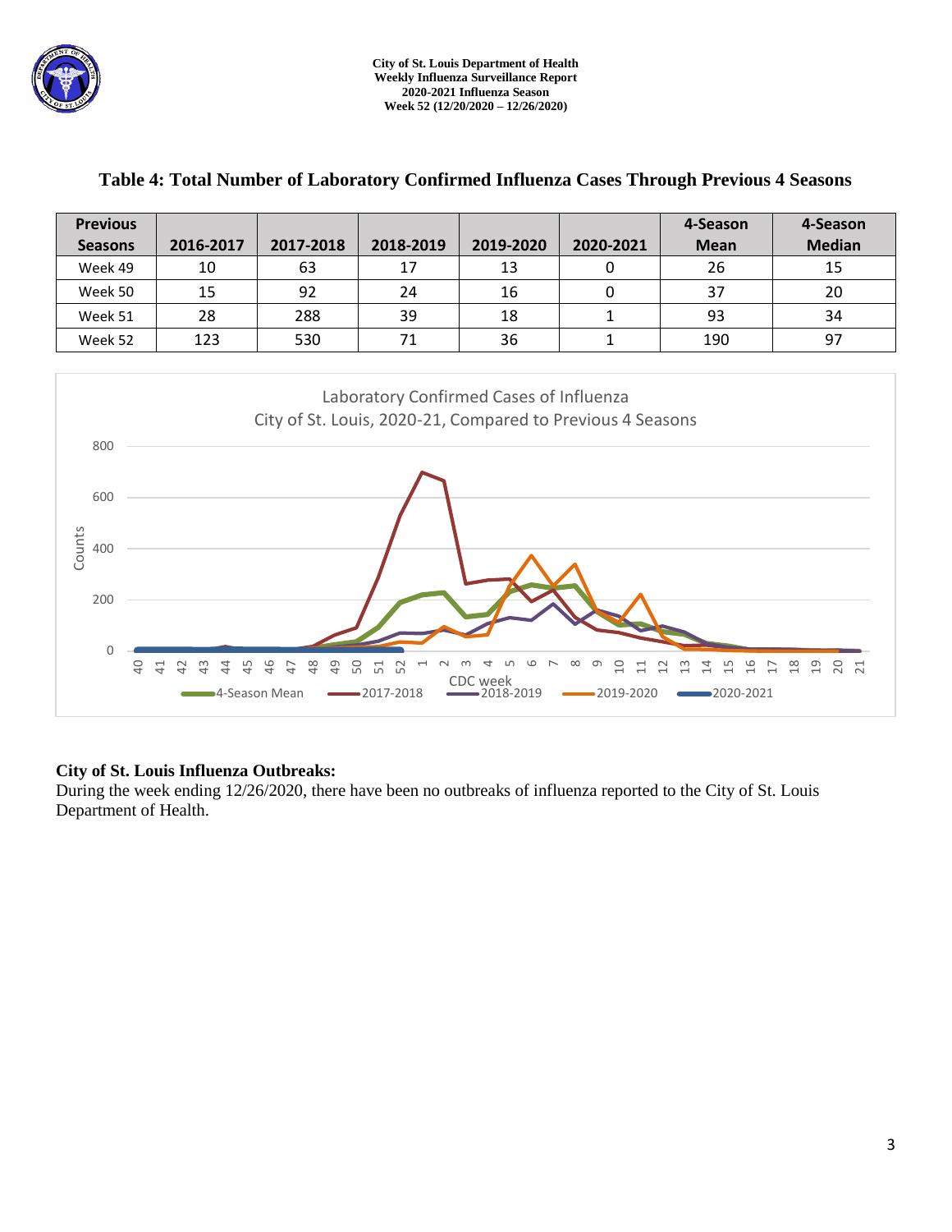## Table 4: Total Number of Laboratory Confirmed Influenza Cases Through Previous 4 Seasons

| Previous Seasons | 2016-2017 | 2017-2018 | 2018-2019 | 2019-2020 | 2020-2021 | 4-Season Mean | 4-Season Median |
|---|---|---|---|---|---|---|---|
| Week 49 | 10 | 63 | 17 | 13 | 0 | 26 | 15 |
| Week 50 | 15 | 92 | 24 | 16 | 0 | 37 | 20 |
| Week 51 | 28 | 288 | 39 | 18 | 1 | 93 | 34 |
| Week 52 | 123 | 530 | 71 | 36 | 1 | 190 | 97 |

Laboratory Confirmed Cases of Influenza
City of St. Louis, 2020-21, Compared to Previous 4 Seasons

**City of St. Louis Influenza Outbreaks:**
During the week ending 12/26/2020, there have been no outbreaks of influenza reported to the City of St. Louis Department of Health.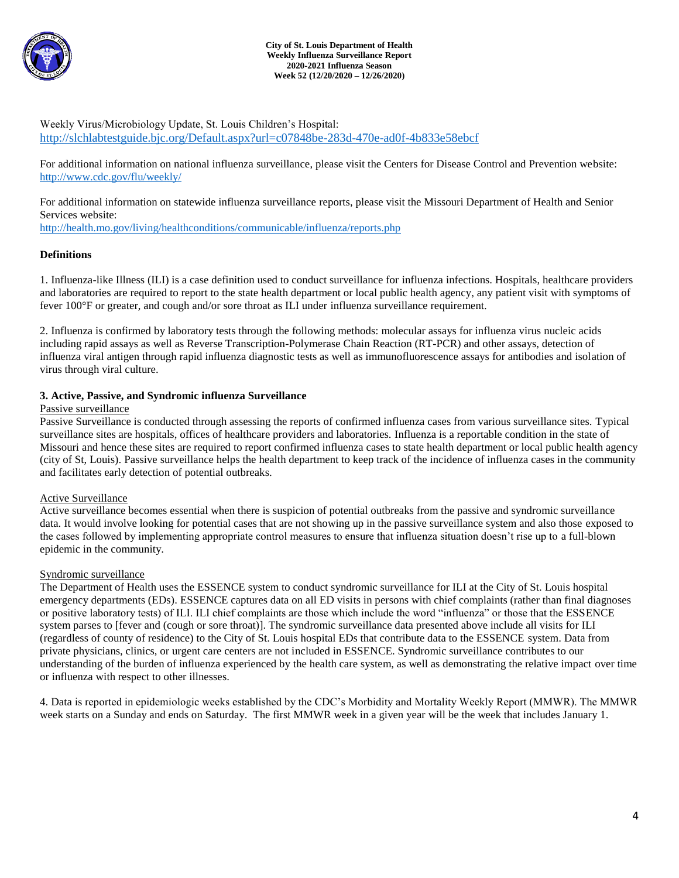Weekly Virus/Microbiology Update, St. Louis Children's Hospital:
http://slchlabtestguide.bjc.org/Default.aspx?url=c07848be-283d-470e-ad0f-4b833e58ebcf

For additional information on national influenza surveillance, please visit the Centers for Disease Control and Prevention website:
http://www.cdc.gov/flu/weekly/

For additional information on statewide influenza surveillance reports, please visit the Missouri Department of Health and Senior Services website:
http://health.mo.gov/living/healthconditions/communicable/influenza/reports.php

**Definitions**

1. Influenza-like Illness (ILI) is a case definition used to conduct surveillance for influenza infections. Hospitals, healthcare providers and laboratories are required to report to the state health department or local public health agency, any patient visit with symptoms of fever 100°F or greater, and cough and/or sore throat as ILI under influenza surveillance requirement.

2. Influenza is confirmed by laboratory tests through the following methods: molecular assays for influenza virus nucleic acids including rapid assays as well as Reverse Transcription-Polymerase Chain Reaction (RT-PCR) and other assays, detection of influenza viral antigen through rapid influenza diagnostic tests as well as immunofluorescence assays for antibodies and isolation of virus through viral culture.

**3. Active, Passive, and Syndromic influenza Surveillance**

Passive surveillance

Passive Surveillance is conducted through assessing the reports of confirmed influenza cases from various surveillance sites. Typical surveillance sites are hospitals, offices of healthcare providers and laboratories. Influenza is a reportable condition in the state of Missouri and hence these sites are required to report confirmed influenza cases to state health department or local public health agency (city of St, Louis). Passive surveillance helps the health department to keep track of the incidence of influenza cases in the community and facilitates early detection of potential outbreaks.

Active Surveillance

Active surveillance becomes essential when there is suspicion of potential outbreaks from the passive and syndromic surveillance data. It would involve looking for potential cases that are not showing up in the passive surveillance system and also those exposed to the cases followed by implementing appropriate control measures to ensure that influenza situation doesn't rise up to a full-blown epidemic in the community.

Syndromic surveillance

The Department of Health uses the ESSENCE system to conduct syndromic surveillance for ILI at the City of St. Louis hospital emergency departments (EDs). ESSENCE captures data on all ED visits in persons with chief complaints (rather than final diagnoses or positive laboratory tests) of ILI. ILI chief complaints are those which include the word "influenza" or those that the ESSENCE system parses to [fever and (cough or sore throat)]. The syndromic surveillance data presented above include all visits for ILI (regardless of county of residence) to the City of St. Louis hospital EDs that contribute data to the ESSENCE system. Data from private physicians, clinics, or urgent care centers are not included in ESSENCE. Syndromic surveillance contributes to our understanding of the burden of influenza experienced by the health care system, as well as demonstrating the relative impact over time or influenza with respect to other illnesses.

4. Data is reported in epidemiologic weeks established by the CDC's Morbidity and Mortality Weekly Report (MMWR). The MMWR week starts on a Sunday and ends on Saturday. The first MMWR week in a given year will be the week that includes January 1.